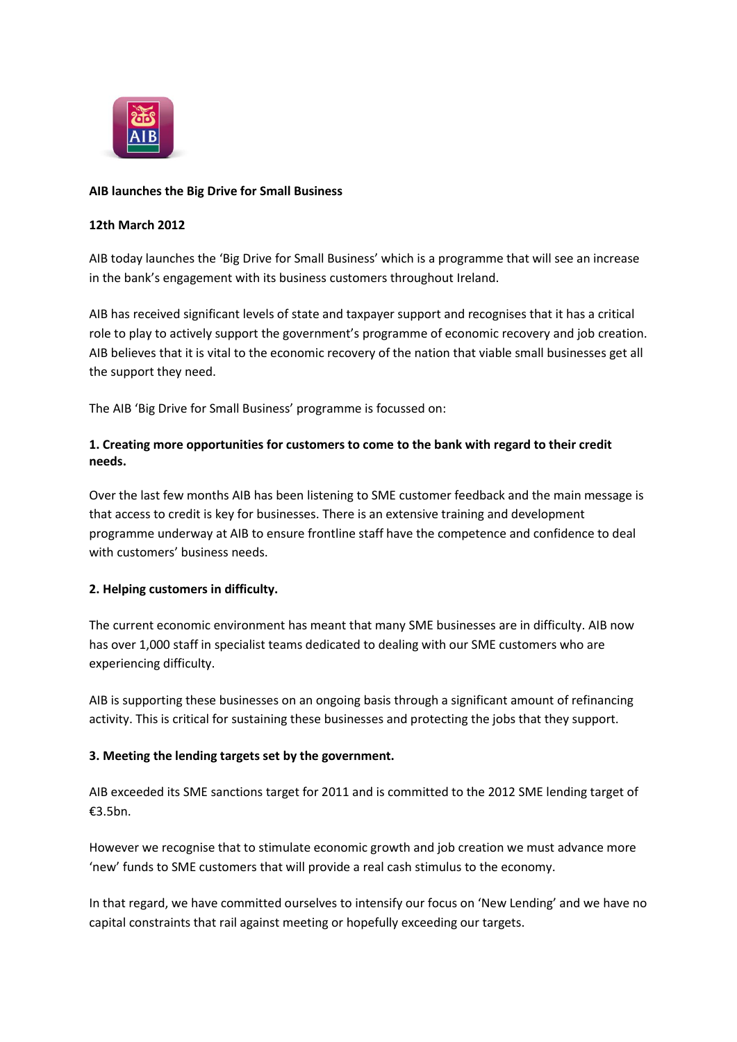**AIB launches the Big Drive for Small Business**

**12th March 2012**

AIB today launches the 'Big Drive for Small Business' which is a programme that will see an increase in the bank's engagement with its business customers throughout Ireland.

AIB has received significant levels of state and taxpayer support and recognises that it has a critical role to play to actively support the government's programme of economic recovery and job creation. AIB believes that it is vital to the economic recovery of the nation that viable small businesses get all the support they need.

The AIB 'Big Drive for Small Business' programme is focussed on:

**1. Creating more opportunities for customers to come to the bank with regard to their credit needs.**

Over the last few months AIB has been listening to SME customer feedback and the main message is that access to credit is key for businesses. There is an extensive training and development programme underway at AIB to ensure frontline staff have the competence and confidence to deal with customers' business needs.

**2. Helping customers in difficulty.**

The current economic environment has meant that many SME businesses are in difficulty. AIB now has over 1,000 staff in specialist teams dedicated to dealing with our SME customers who are experiencing difficulty.

AIB is supporting these businesses on an ongoing basis through a significant amount of refinancing activity. This is critical for sustaining these businesses and protecting the jobs that they support.

**3. Meeting the lending targets set by the government.**

AIB exceeded its SME sanctions target for 2011 and is committed to the 2012 SME lending target of €3.5bn.

However we recognise that to stimulate economic growth and job creation we must advance more 'new' funds to SME customers that will provide a real cash stimulus to the economy.

In that regard, we have committed ourselves to intensify our focus on 'New Lending' and we have no capital constraints that rail against meeting or hopefully exceeding our targets.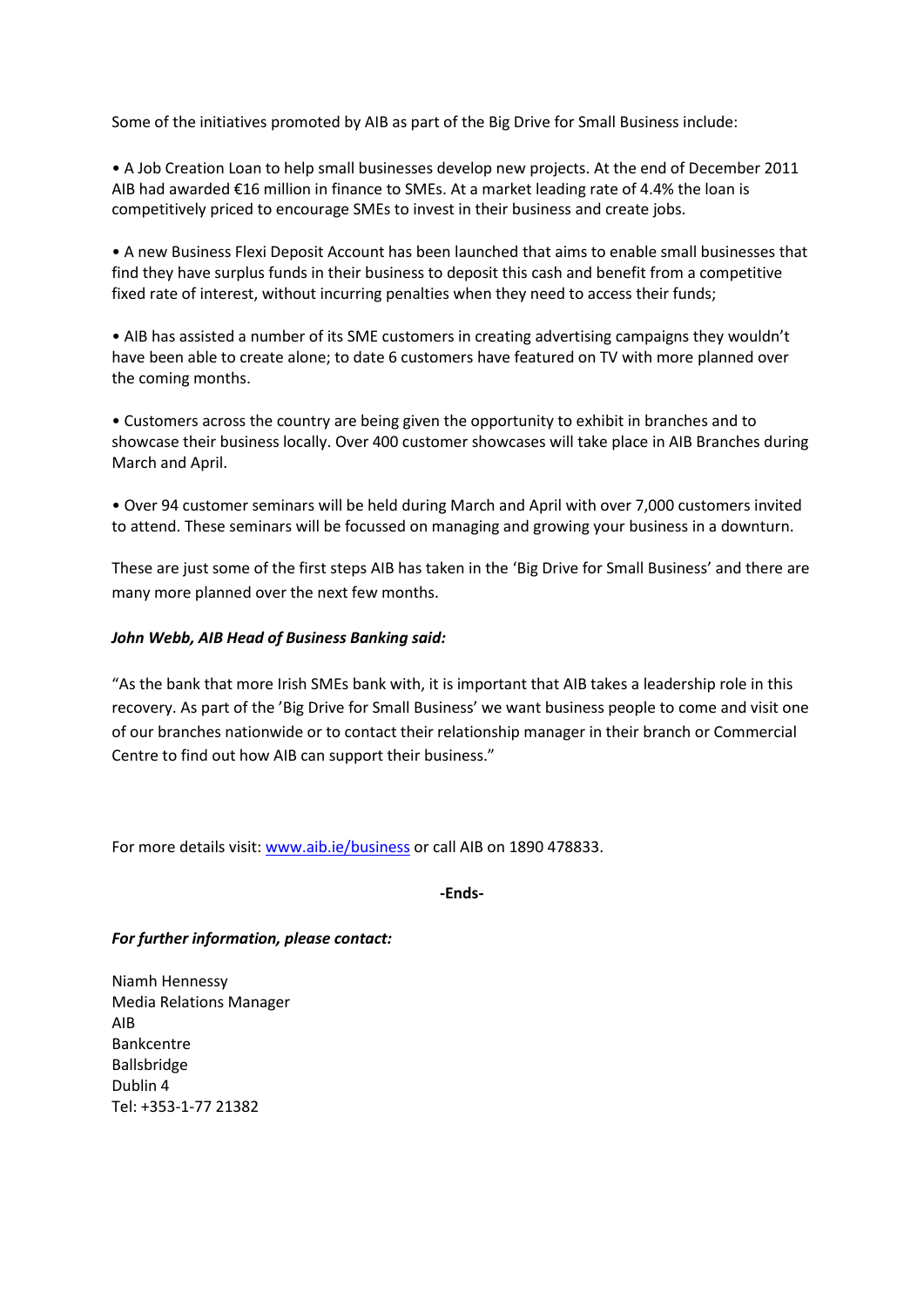Some of the initiatives promoted by AIB as part of the Big Drive for Small Business include:

• A Job Creation Loan to help small businesses develop new projects. At the end of December 2011 AIB had awarded €16 million in finance to SMEs. At a market leading rate of 4.4% the loan is competitively priced to encourage SMEs to invest in their business and create jobs.

• A new Business Flexi Deposit Account has been launched that aims to enable small businesses that find they have surplus funds in their business to deposit this cash and benefit from a competitive fixed rate of interest, without incurring penalties when they need to access their funds;

• AIB has assisted a number of its SME customers in creating advertising campaigns they wouldn't have been able to create alone; to date 6 customers have featured on TV with more planned over the coming months.

• Customers across the country are being given the opportunity to exhibit in branches and to showcase their business locally. Over 400 customer showcases will take place in AIB Branches during March and April.

• Over 94 customer seminars will be held during March and April with over 7,000 customers invited to attend. These seminars will be focussed on managing and growing your business in a downturn.

These are just some of the first steps AIB has taken in the 'Big Drive for Small Business' and there are many more planned over the next few months.

***John Webb, AIB Head of Business Banking said:***

"As the bank that more Irish SMEs bank with, it is important that AIB takes a leadership role in this recovery. As part of the 'Big Drive for Small Business' we want business people to come and visit one of our branches nationwide or to contact their relationship manager in their branch or Commercial Centre to find out how AIB can support their business."

For more details visit: [www.aib.ie/business](www.aib.ie/business) or call AIB on 1890 478833.

**-Ends-**

***For further information, please contact:***

Niamh Hennessy
Media Relations Manager
AIB
Bankcentre
Ballsbridge
Dublin 4
Tel: +353-1-77 21382